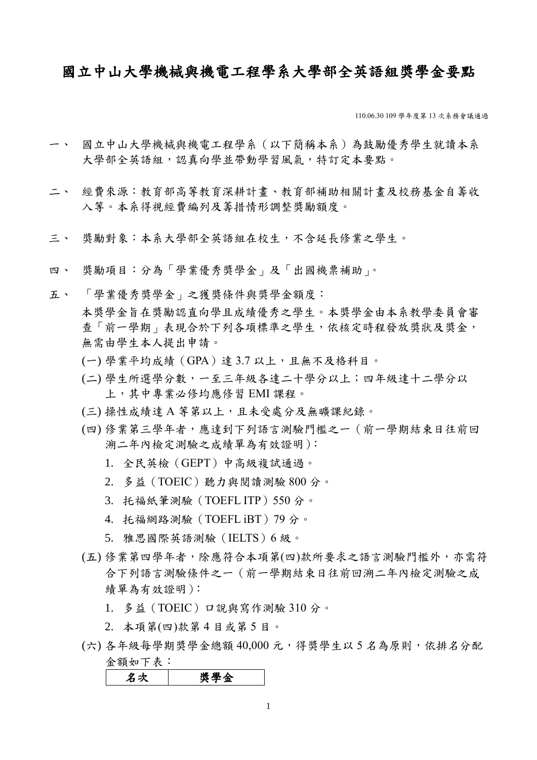# 國立中山大學機械與機電工程學系大學部全英語組獎學金要點

110.06.30 109 學年度第 13 次系務會議通過

一、 國立中山大學機械與機電工程學系（以下簡稱本系）為鼓勵優秀學生就讀本系大學部全英語組，認真向學並帶動學習風氣，特訂定本要點。

二、 經費來源：教育部高等教育深耕計畫、教育部補助相關計畫及校務基金自籌收入等。本系得視經費編列及籌措情形調整獎勵額度。

三、 獎勵對象：本系大學部全英語組在校生，不含延長修業之學生。

四、 獎勵項目：分為「學業優秀獎學金」及「出國機票補助」。

五、 「學業優秀獎學金」之獲獎條件與獎學金額度：

本獎學金旨在獎勵認真向學且成績優秀之學生。本獎學金由本系教學委員會審查「前一學期」表現合於下列各項標準之學生，依核定時程發放獎狀及獎金，無需由學生本人提出申請。

(一) 學業平均成績（GPA）達 3.7 以上，且無不及格科目。

(二) 學生所選學分數，一至三年級各達二十學分以上；四年級達十二學分以上，其中專業必修均應修習 EMI 課程。

(三) 操性成績達 A 等第以上，且未受處分及無曠課紀錄。

(四) 修業第三學年者，應達到下列語言測驗門檻之一（前一學期結束日往前回溯二年內檢定測驗之成績單為有效證明）：

1. 全民英檢（GEPT）中高級複試通過。
2. 多益（TOEIC）聽力與閱讀測驗 800 分。
3. 托福紙筆測驗（TOEFL ITP）550 分。
4. 托福網路測驗（TOEFL iBT）79 分。
5. 雅思國際英語測驗（IELTS）6 級。

(五) 修業第四學年者，除應符合本項第(四)款所要求之語言測驗門檻外，亦需符合下列語言測驗條件之一（前一學期結束日往前回溯二年內檢定測驗之成績單為有效證明）：

1. 多益（TOEIC）口說與寫作測驗 310 分。
2. 本項第(四)款第 4 目或第 5 目。

(六) 各年級每學期獎學金總額 40,000 元，得獎學生以 5 名為原則，依排名分配金額如下表：

| 名次 | 獎學金 |
|---|---|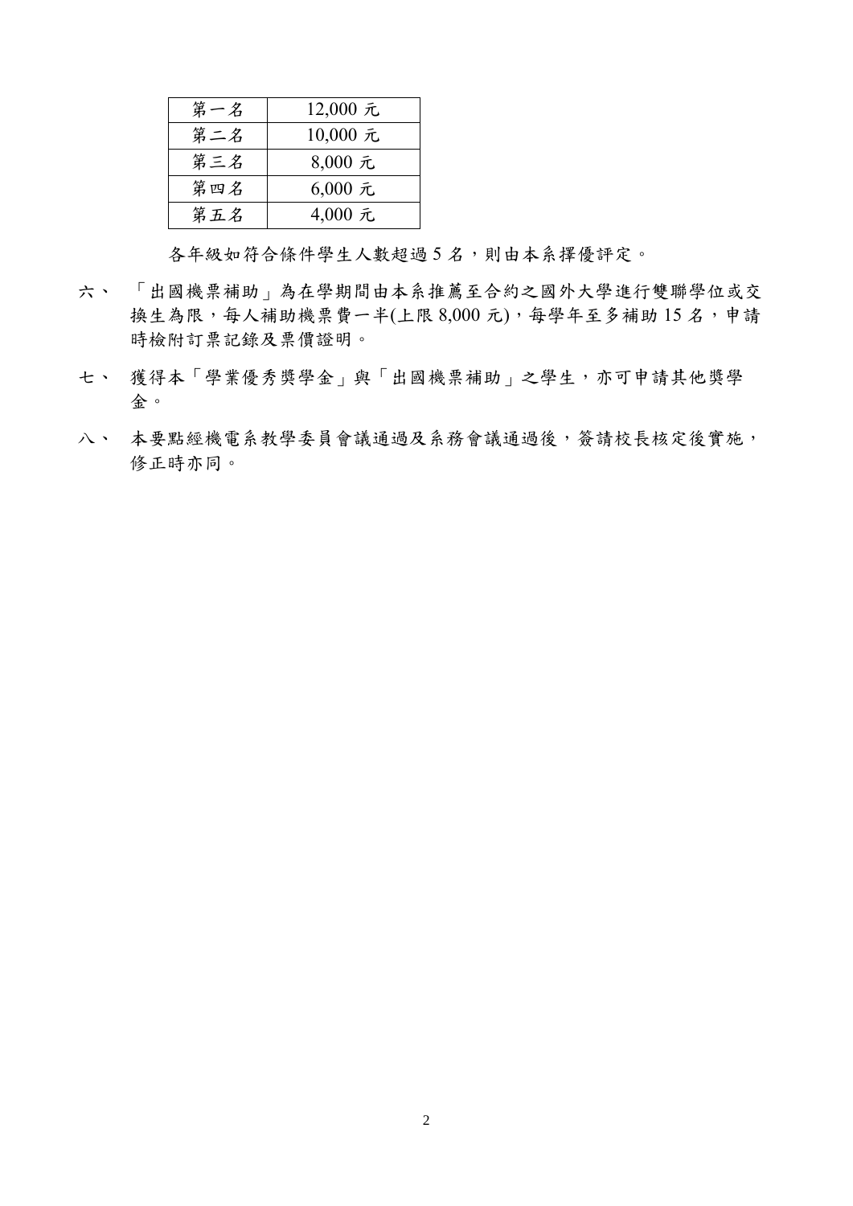| 第一名 | 12,000 元 |
| --- | --- |
| 第二名 | 10,000 元 |
| 第三名 | 8,000 元 |
| 第四名 | 6,000 元 |
| 第五名 | 4,000 元 |

各年級如符合條件學生人數超過 5 名，則由本系擇優評定。

六、 「出國機票補助」為在學期間由本系推薦至合約之國外大學進行雙聯學位或交換生為限，每人補助機票費一半(上限 8,000 元)，每學年至多補助 15 名，申請時檢附訂票記錄及票價證明。

七、 獲得本「學業優秀獎學金」與「出國機票補助」之學生，亦可申請其他獎學金。

八、 本要點經機電系教學委員會議通過及系務會議通過後，簽請校長核定後實施，修正時亦同。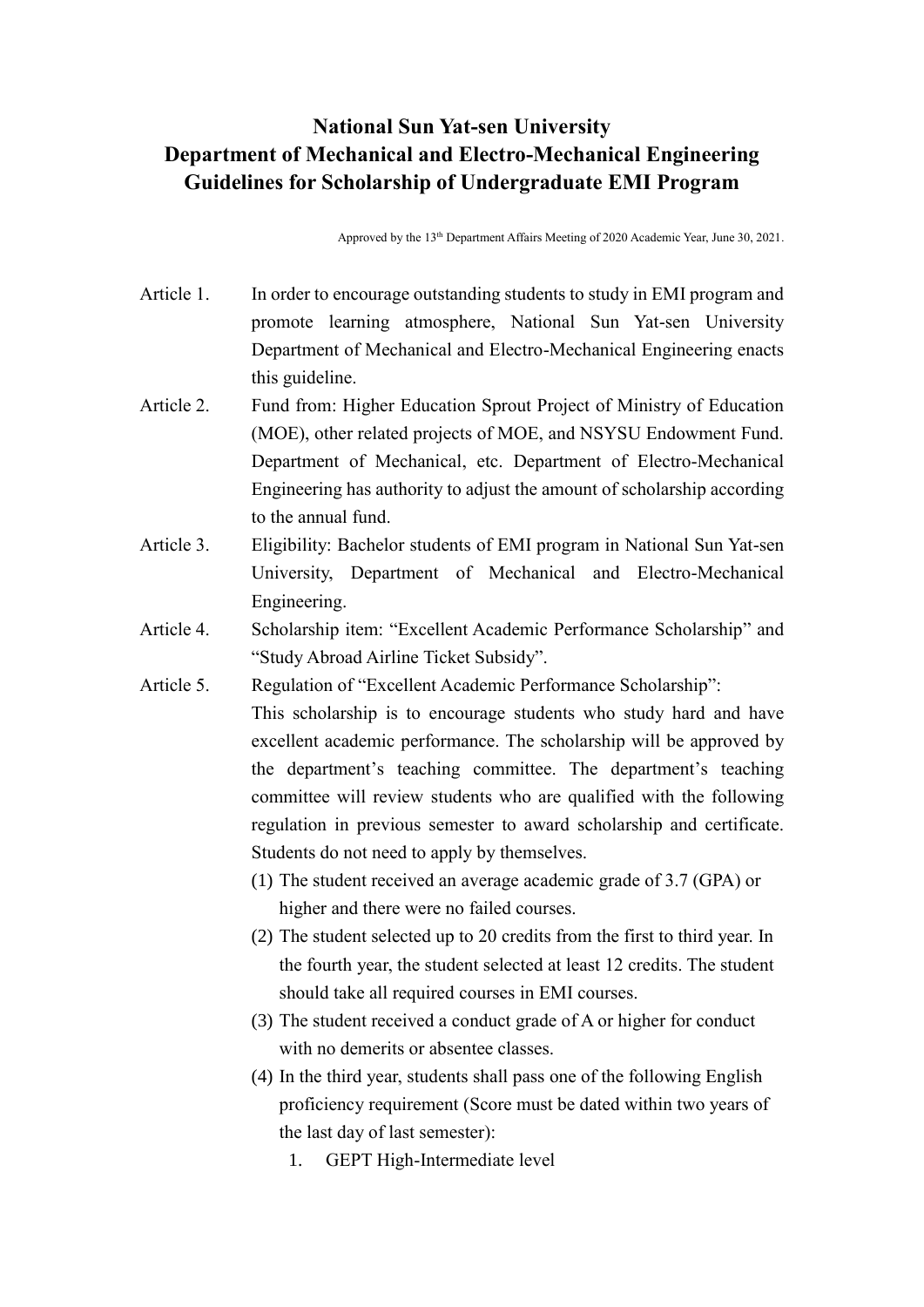# National Sun Yat-sen University
# Department of Mechanical and Electro-Mechanical Engineering
# Guidelines for Scholarship of Undergraduate EMI Program

Approved by the 13th Department Affairs Meeting of 2020 Academic Year, June 30, 2021.

Article 1. In order to encourage outstanding students to study in EMI program and promote learning atmosphere, National Sun Yat-sen University Department of Mechanical and Electro-Mechanical Engineering enacts this guideline.

Article 2. Fund from: Higher Education Sprout Project of Ministry of Education (MOE), other related projects of MOE, and NSYSU Endowment Fund. Department of Mechanical, etc. Department of Electro-Mechanical Engineering has authority to adjust the amount of scholarship according to the annual fund.

Article 3. Eligibility: Bachelor students of EMI program in National Sun Yat-sen University, Department of Mechanical and Electro-Mechanical Engineering.

Article 4. Scholarship item: "Excellent Academic Performance Scholarship" and "Study Abroad Airline Ticket Subsidy".

Article 5. Regulation of "Excellent Academic Performance Scholarship":
This scholarship is to encourage students who study hard and have excellent academic performance. The scholarship will be approved by the department's teaching committee. The department's teaching committee will review students who are qualified with the following regulation in previous semester to award scholarship and certificate. Students do not need to apply by themselves.

(1) The student received an average academic grade of 3.7 (GPA) or higher and there were no failed courses.
(2) The student selected up to 20 credits from the first to third year. In the fourth year, the student selected at least 12 credits. The student should take all required courses in EMI courses.
(3) The student received a conduct grade of A or higher for conduct with no demerits or absentee classes.
(4) In the third year, students shall pass one of the following English proficiency requirement (Score must be dated within two years of the last day of last semester):
   1. GEPT High-Intermediate level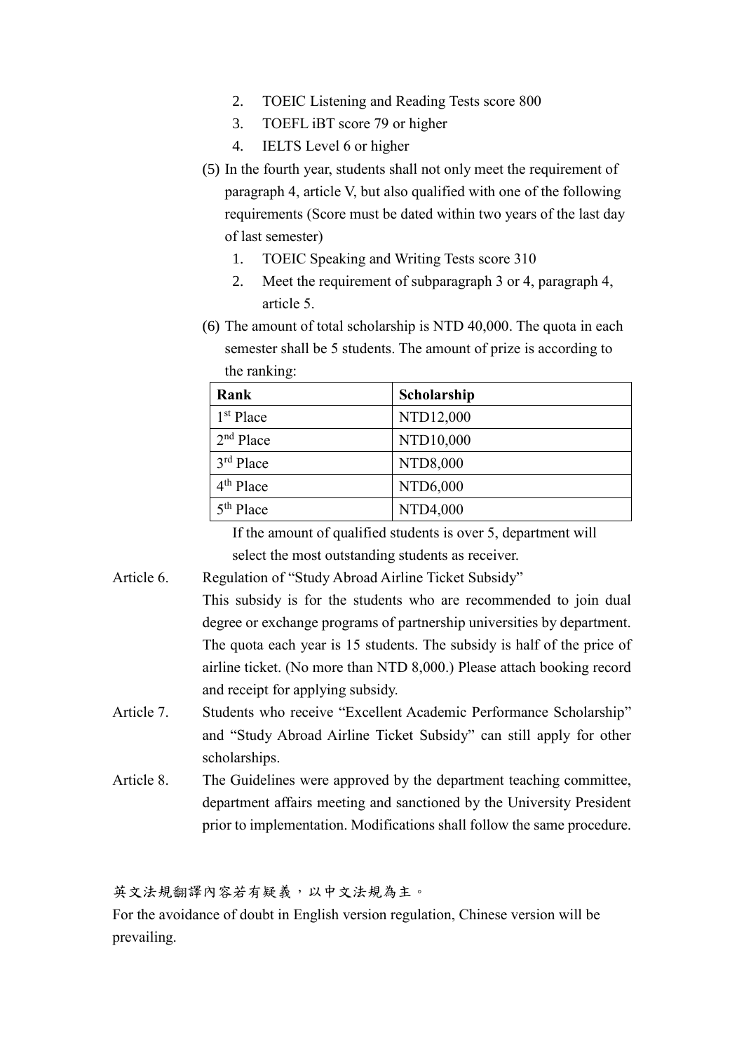2. TOEIC Listening and Reading Tests score 800
3. TOEFL iBT score 79 or higher
4. IELTS Level 6 or higher

(5) In the fourth year, students shall not only meet the requirement of paragraph 4, article V, but also qualified with one of the following requirements (Score must be dated within two years of the last day of last semester)

1. TOEIC Speaking and Writing Tests score 310
2. Meet the requirement of subparagraph 3 or 4, paragraph 4, article 5.

(6) The amount of total scholarship is NTD 40,000. The quota in each semester shall be 5 students. The amount of prize is according to the ranking:

| Rank | Scholarship |
|---|---|
| 1st Place | NTD12,000 |
| 2nd Place | NTD10,000 |
| 3rd Place | NTD8,000 |
| 4th Place | NTD6,000 |
| 5th Place | NTD4,000 |

If the amount of qualified students is over 5, department will select the most outstanding students as receiver.

Article 6. Regulation of "Study Abroad Airline Ticket Subsidy"
This subsidy is for the students who are recommended to join dual degree or exchange programs of partnership universities by department. The quota each year is 15 students. The subsidy is half of the price of airline ticket. (No more than NTD 8,000.) Please attach booking record and receipt for applying subsidy.

Article 7. Students who receive "Excellent Academic Performance Scholarship" and "Study Abroad Airline Ticket Subsidy" can still apply for other scholarships.

Article 8. The Guidelines were approved by the department teaching committee, department affairs meeting and sanctioned by the University President prior to implementation. Modifications shall follow the same procedure.

英文法規翻譯內容若有疑義，以中文法規為主。
For the avoidance of doubt in English version regulation, Chinese version will be prevailing.